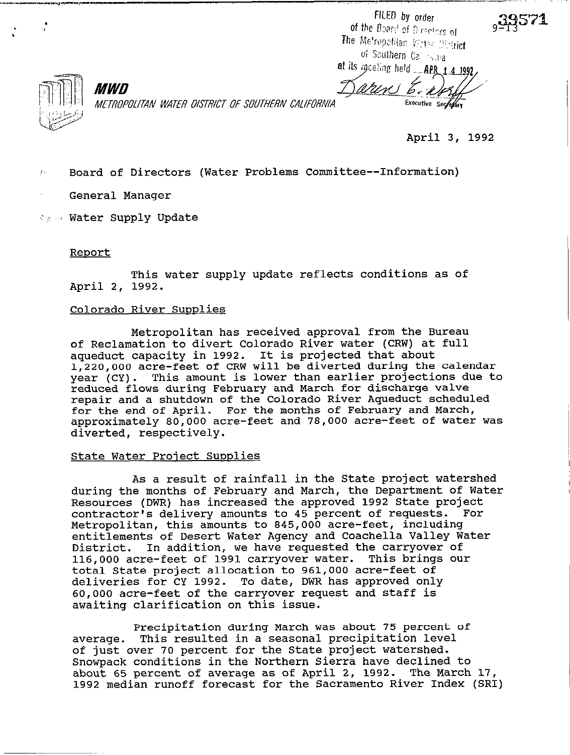FILED by order of the Board of Directors of The Metropolitan Water District of Southern California at its meeting held APR 14 1992

Executive Secretary

9-13 39571

**MWD**

*METROPOLITAN WATER DISTRICT OF SOUTHERN CALIFORNIA*

April 3, 1992

To: Board of Directors (Water Problems Committee--Information)

From: General Manager

Subject: Water Supply Update

## Report

This water supply update reflects conditions as of April 2, 1992.

### Colorado River Supplies

Metropolitan has received approval from the Bureau of Reclamation to divert Colorado River water (CRW) at full aqueduct capacity in 1992. It is projected that about 1,220,000 acre-feet of CRW will be diverted during the calendar year (CY). This amount is lower than earlier projections due to reduced flows during February and March for discharge valve repair and a shutdown of the Colorado River Aqueduct scheduled for the end of April. For the months of February and March, approximately 80,000 acre-feet and 78,000 acre-feet of water was diverted, respectively.

### State Water Project Supplies

As a result of rainfall in the State project watershed during the months of February and March, the Department of Water Resources (DWR) has increased the approved 1992 State project contractor's delivery amounts to 45 percent of requests. For Metropolitan, this amounts to 845,000 acre-feet, including entitlements of Desert Water Agency and Coachella Valley Water District. In addition, we have requested the carryover of 116,000 acre-feet of 1991 carryover water. This brings our total State project allocation to 961,000 acre-feet of deliveries for CY 1992. To date, DWR has approved only 60,000 acre-feet of the carryover request and staff is awaiting clarification on this issue.

Precipitation during March was about 75 percent of average. This resulted in a seasonal precipitation level of just over 70 percent for the State project watershed. Snowpack conditions in the Northern Sierra have declined to about 65 percent of average as of April 2, 1992. The March 17, 1992 median runoff forecast for the Sacramento River Index (SRI)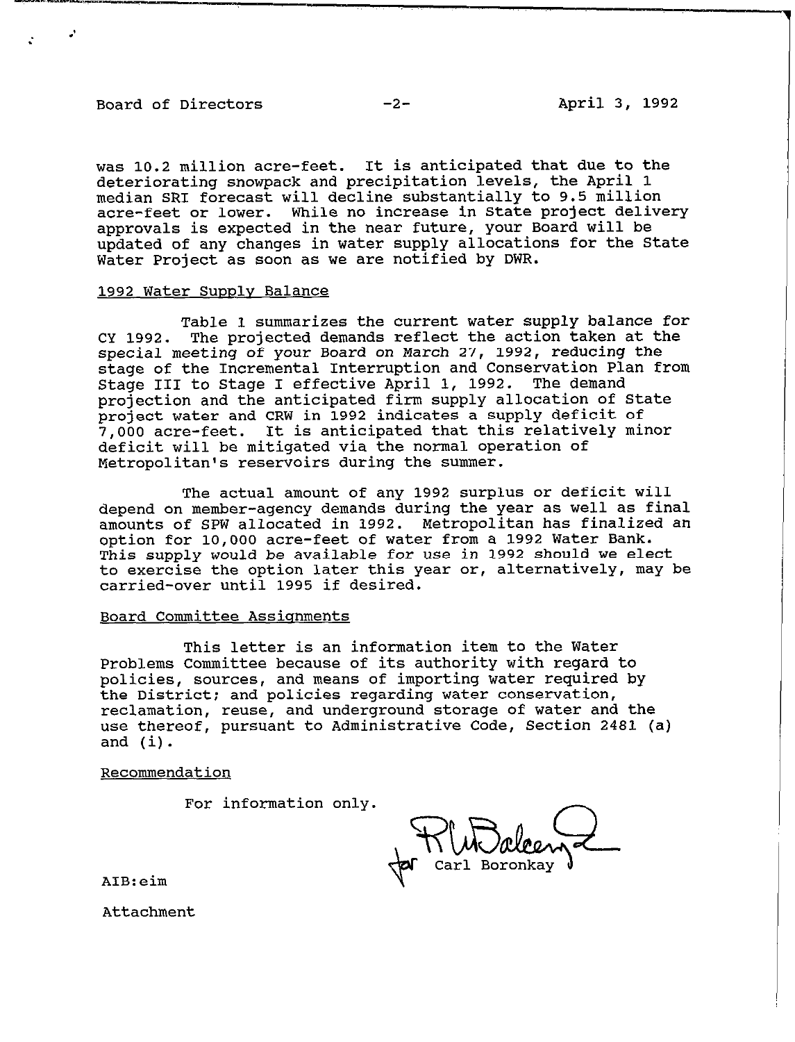was 10.2 million acre-feet. It is anticipated that due to the deteriorating snowpack and precipitation levels, the April 1 median SRI forecast will decline substantially to 9.5 million acre-feet or lower. While no increase in State project delivery approvals is expected in the near future, your Board will be updated of any changes in water supply allocations for the State Water Project as soon as we are notified by DWR.

## 1992 Water Supply Balance

Table 1 summarizes the current water supply balance for CY 1992. The projected demands reflect the action taken at the special meeting of your Board on March 27, 1992, reducing the stage of the Incremental Interruption and Conservation Plan from Stage III to Stage I effective April 1, 1992. The demand projection and the anticipated firm supply allocation of State project water and CRW in 1992 indicates a supply deficit of 7,000 acre-feet. It is anticipated that this relatively minor deficit will be mitigated via the normal operation of Metropolitan's reservoirs during the summer.

The actual amount of any 1992 surplus or deficit will depend on member-agency demands during the year as well as final amounts of SPW allocated in 1992. Metropolitan has finalized an option for 10,000 acre-feet of water from a 1992 Water Bank. This supply would be available for use in 1992 should we elect to exercise the option later this year or, alternatively, may be carried-over until 1995 if desired.

## Board Committee Assignments

This letter is an information item to the Water Problems Committee because of its authority with regard to policies, sources, and means of importing water required by the District; and policies regarding water conservation, reclamation, reuse, and underground storage of water and the use thereof, pursuant to Administrative Code, Section 2481 (a) and (i).

## Recommendation

For information only.

for Carl Boronkay

AIB:eim

Attachment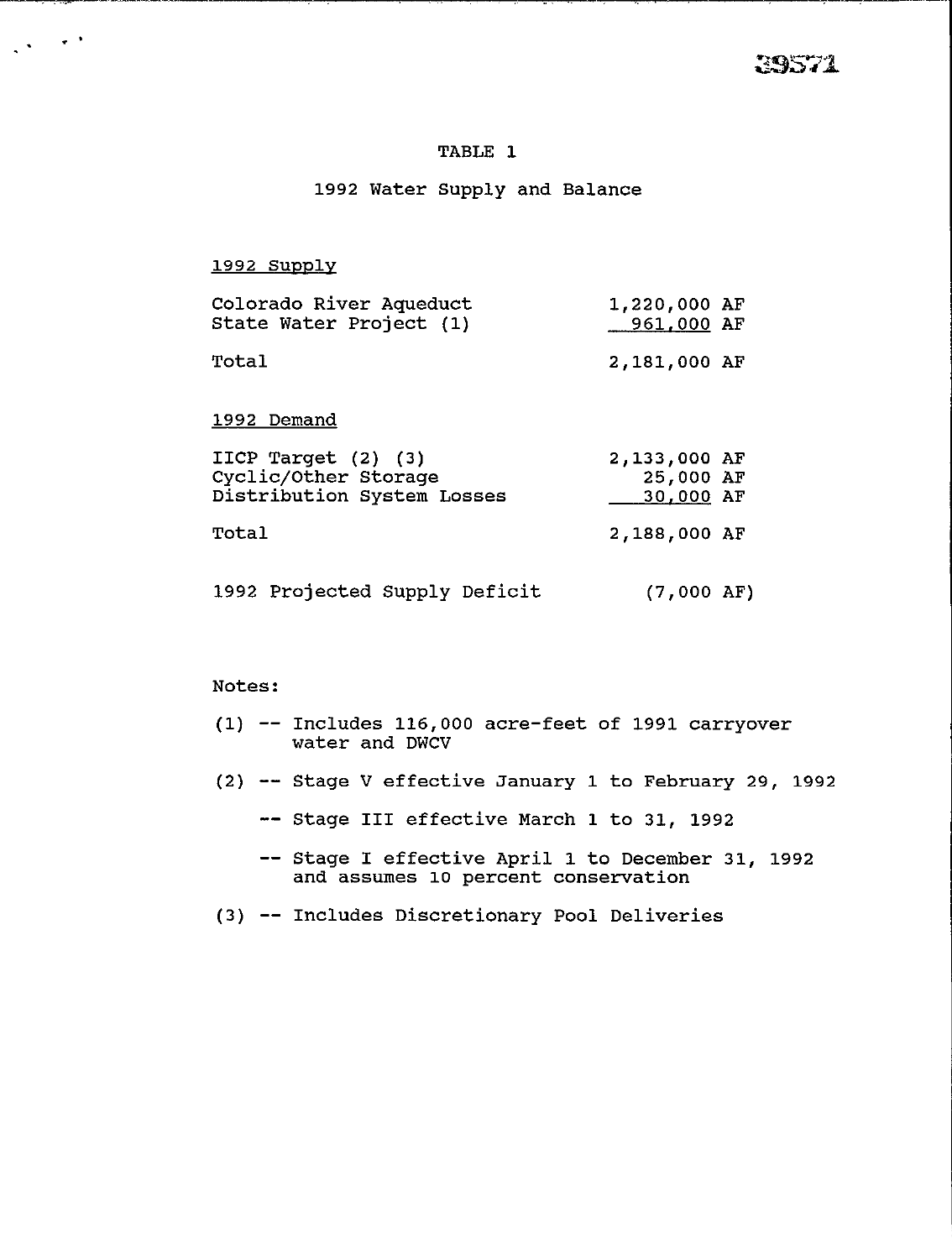# TABLE 1

## 1992 Water Supply and Balance

| | |
|---|---|
| **1992 Supply** | |
| Colorado River Aqueduct | 1,220,000 AF |
| State Water Project (1) | 961,000 AF |
| Total | 2,181,000 AF |
| **1992 Demand** | |
| IICP Target (2) (3) | 2,133,000 AF |
| Cyclic/Other Storage | 25,000 AF |
| Distribution System Losses | 30,000 AF |
| Total | 2,188,000 AF |
| 1992 Projected Supply Deficit | (7,000 AF) |

Notes:

(1) -- Includes 116,000 acre-feet of 1991 carryover water and DWCV

(2) -- Stage V effective January 1 to February 29, 1992

-- Stage III effective March 1 to 31, 1992

-- Stage I effective April 1 to December 31, 1992 and assumes 10 percent conservation

(3) -- Includes Discretionary Pool Deliveries